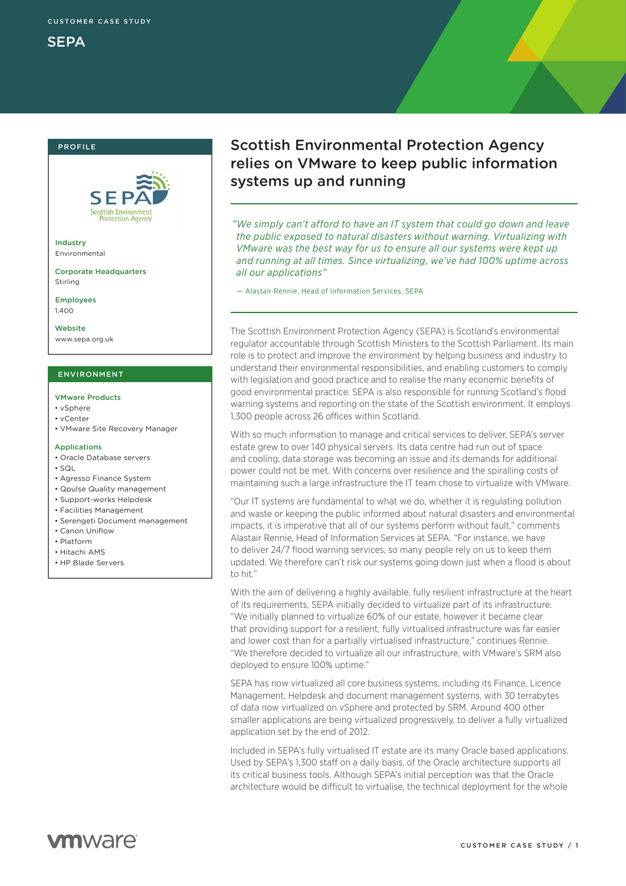CUSTOMER CASE STUDY

# SEPA

## PROFILE

**Industry**
Environmental

**Corporate Headquarters**
Stirling

**Employees**
1,400

**Website**
www.sepa.org.uk

## ENVIRONMENT

**VMware Products**
- vSphere
- vCenter
- VMware Site Recovery Manager

**Applications**
- Oracle Database servers
- SQL
- Agresso Finance System
- Qpulse Quality management
- Support-works Helpdesk
- Facilities Management
- Serengeti Document management
- Canon Uniflow
- Platform
- Hitachi AMS
- HP Blade Servers

# Scottish Environmental Protection Agency relies on VMware to keep public information systems up and running

*"We simply can't afford to have an IT system that could go down and leave the public exposed to natural disasters without warning. Virtualizing with VMware was the best way for us to ensure all our systems were kept up and running at all times. Since virtualizing, we've had 100% uptime across all our applications"*

— Alastair Rennie, Head of Information Services, SEPA

The Scottish Environment Protection Agency (SEPA) is Scotland's environmental regulator accountable through Scottish Ministers to the Scottish Parliament. Its main role is to protect and improve the environment by helping business and industry to understand their environmental responsibilities, and enabling customers to comply with legislation and good practice and to realise the many economic benefits of good environmental practice. SEPA is also responsible for running Scotland's flood warning systems and reporting on the state of the Scottish environment. It employs 1,300 people across 26 offices within Scotland.

With so much information to manage and critical services to deliver, SEPA's server estate grew to over 140 physical servers. Its data centre had run out of space and cooling, data storage was becoming an issue and its demands for additional power could not be met. With concerns over resilience and the spiralling costs of maintaining such a large infrastructure the IT team chose to virtualize with VMware.

"Our IT systems are fundamental to what we do, whether it is regulating pollution and waste or keeping the public informed about natural disasters and environmental impacts, it is imperative that all of our systems perform without fault," comments Alastair Rennie, Head of Information Services at SEPA. "For instance, we have to deliver 24/7 flood warning services, so many people rely on us to keep them updated. We therefore can't risk our systems going down just when a flood is about to hit."

With the aim of delivering a highly available, fully resilient infrastructure at the heart of its requirements, SEPA initially decided to virtualize part of its infrastructure. "We initially planned to virtualize 60% of our estate, however it became clear that providing support for a resilient, fully virtualised infrastructure was far easier and lower cost than for a partially virtualised infrastructure," continues Rennie. "We therefore decided to virtualize all our infrastructure, with VMware's SRM also deployed to ensure 100% uptime."

SEPA has now virtualized all core business systems, including its Finance, Licence Management, Helpdesk and document management systems, with 30 terrabytes of data now virtualized on vSphere and protected by SRM. Around 400 other smaller applications are being virtualized progressively, to deliver a fully virtualized application set by the end of 2012.

Included in SEPA's fully virtualised IT estate are its many Oracle based applications. Used by SEPA's 1,300 staff on a daily basis, of the Oracle architecture supports all its critical business tools. Although SEPA's initial perception was that the Oracle architecture would be difficult to virtualise, the technical deployment for the whole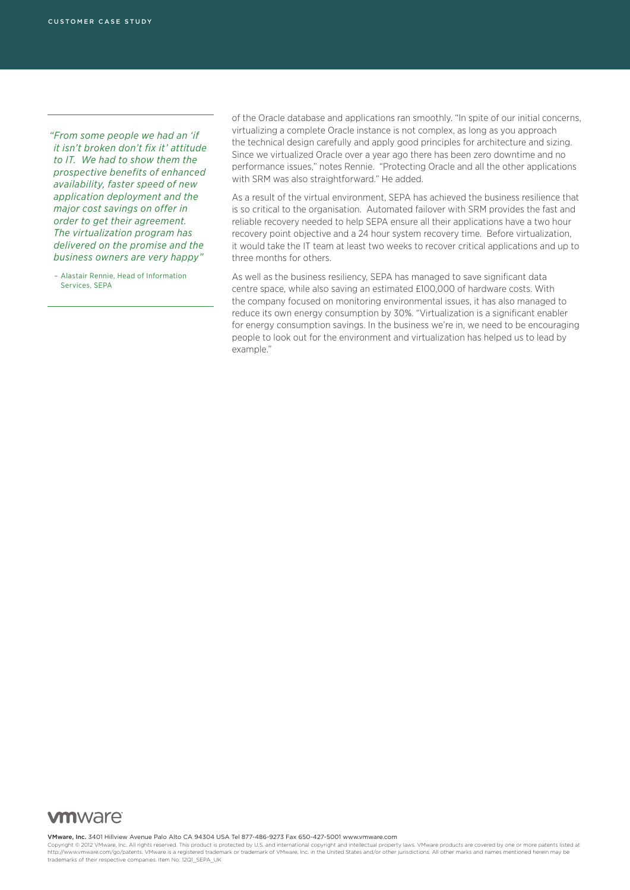*"From some people we had an 'if it isn't broken don't fix it' attitude to IT. We had to show them the prospective benefits of enhanced availability, faster speed of new application deployment and the major cost savings on offer in order to get their agreement. The virtualization program has delivered on the promise and the business owners are very happy"*

– Alastair Rennie, Head of Information Services, SEPA

of the Oracle database and applications ran smoothly. "In spite of our initial concerns, virtualizing a complete Oracle instance is not complex, as long as you approach the technical design carefully and apply good principles for architecture and sizing. Since we virtualized Oracle over a year ago there has been zero downtime and no performance issues," notes Rennie. "Protecting Oracle and all the other applications with SRM was also straightforward." He added.

As a result of the virtual environment, SEPA has achieved the business resilience that is so critical to the organisation. Automated failover with SRM provides the fast and reliable recovery needed to help SEPA ensure all their applications have a two hour recovery point objective and a 24 hour system recovery time. Before virtualization, it would take the IT team at least two weeks to recover critical applications and up to three months for others.

As well as the business resiliency, SEPA has managed to save significant data centre space, while also saving an estimated £100,000 of hardware costs. With the company focused on monitoring environmental issues, it has also managed to reduce its own energy consumption by 30%. "Virtualization is a significant enabler for energy consumption savings. In the business we're in, we need to be encouraging people to look out for the environment and virtualization has helped us to lead by example."

**VMware, Inc.** 3401 Hillview Avenue Palo Alto CA 94304 USA Tel 877-486-9273 Fax 650-427-5001 www.vmware.com
Copyright © 2012 VMware, Inc. All rights reserved. This product is protected by U.S. and international copyright and intellectual property laws. VMware products are covered by one or more patents listed at http://www.vmware.com/go/patents. VMware is a registered trademark or trademark of VMware, Inc. in the United States and/or other jurisdictions. All other marks and names mentioned herein may be trademarks of their respective companies. Item No: 12Q1_SEPA_UK